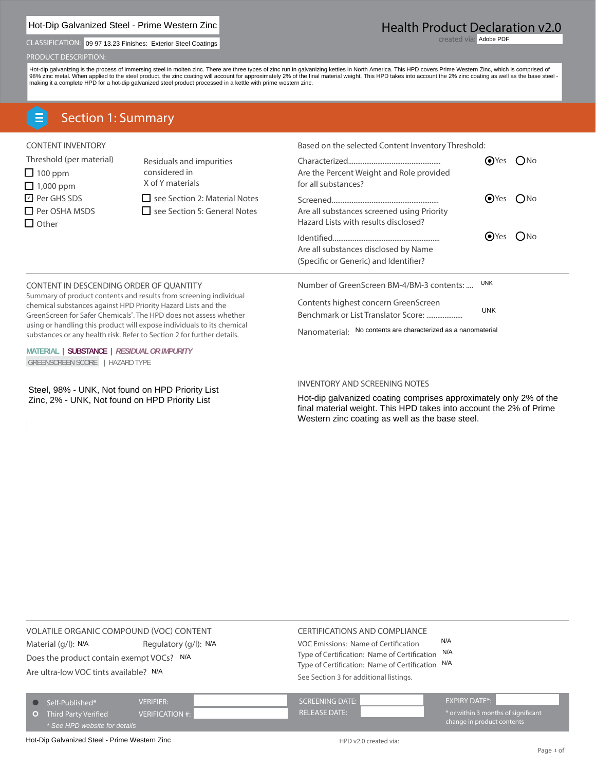# Hot-Dip Galvanized Steel - Prime Western Zinc

## Health Product Declaration v2.0

created via: Adobe PDF

CLASSIFICATION: 09 97 13.23 Finishes: Exterior Steel Coatings

PRODUCT DESCRIPTION:

Hot-dip galvanizing is the process of immersing steel in molten zinc. There are three types of zinc run in galvanizing kettles in North America. This HPD covers Prime Western Zinc, which is comprised of 98% zinc metal. When applied to the steel product, the zinc coating will account for approximately 2% of the final material weight. This HPD takes into account the 2% zinc coating as well as the base steel - making it a complete HPD for a hot-dip galvanized steel product processed in a kettle with prime western zinc.

## Section 1: Summary

### CONTENT INVENTORY

Threshold (per material)

- ☐ 100 ppm
- ☐ 1,000 ppm
- ☑ Per GHS SDS
- ☐ Per OSHA MSDS
- ☐ Other

Residuals and impurities considered in X of Y materials

- ☐ see Section 2: Material Notes
- ☐ see Section 5: General Notes

Based on the selected Content Inventory Threshold:

| | |
|---|---|
| Characterized... Are the Percent Weight and Role provided for all substances? | ◉ Yes ○ No |
| Screened... Are all substances screened using Priority Hazard Lists with results disclosed? | ◉ Yes ○ No |
| Identified... Are all substances disclosed by Name (Specific or Generic) and Identifier? | ◉ Yes ○ No |

### CONTENT IN DESCENDING ORDER OF QUANTITY

Summary of product contents and results from screening individual chemical substances against HPD Priority Hazard Lists and the GreenScreen for Safer Chemicals®. The HPD does not assess whether using or handling this product will expose individuals to its chemical substances or any health risk. Refer to Section 2 for further details.

MATERIAL | SUBSTANCE | *RESIDUAL OR IMPURITY*

GREENSCREEN SCORE | HAZARD TYPE

Steel, 98% - UNK, Not found on HPD Priority List
Zinc, 2% - UNK, Not found on HPD Priority List

Number of GreenScreen BM-4/BM-3 contents: .... UNK

Contents highest concern GreenScreen Benchmark or List Translator Score: .................... UNK

Nanomaterial: No contents are characterized as a nanomaterial

### INVENTORY AND SCREENING NOTES

Hot-dip galvanized coating comprises approximately only 2% of the final material weight. This HPD takes into account the 2% of Prime Western zinc coating as well as the base steel.

### VOLATILE ORGANIC COMPOUND (VOC) CONTENT

Material (g/l): N/A Regulatory (g/l): N/A

Does the product contain exempt VOCs? N/A

Are ultra-low VOC tints available? N/A

### CERTIFICATIONS AND COMPLIANCE

VOC Emissions: Name of Certification N/A

Type of Certification: Name of Certification N/A

Type of Certification: Name of Certification N/A

See Section 3 for additional listings.

- ● Self-Published*
- ○ Third Party Verified

*\* See HPD website for details*

VERIFIER:

VERIFICATION #:

SCREENING DATE:

RELEASE DATE:

EXPIRY DATE*:

\* or within 3 months of significant change in product contents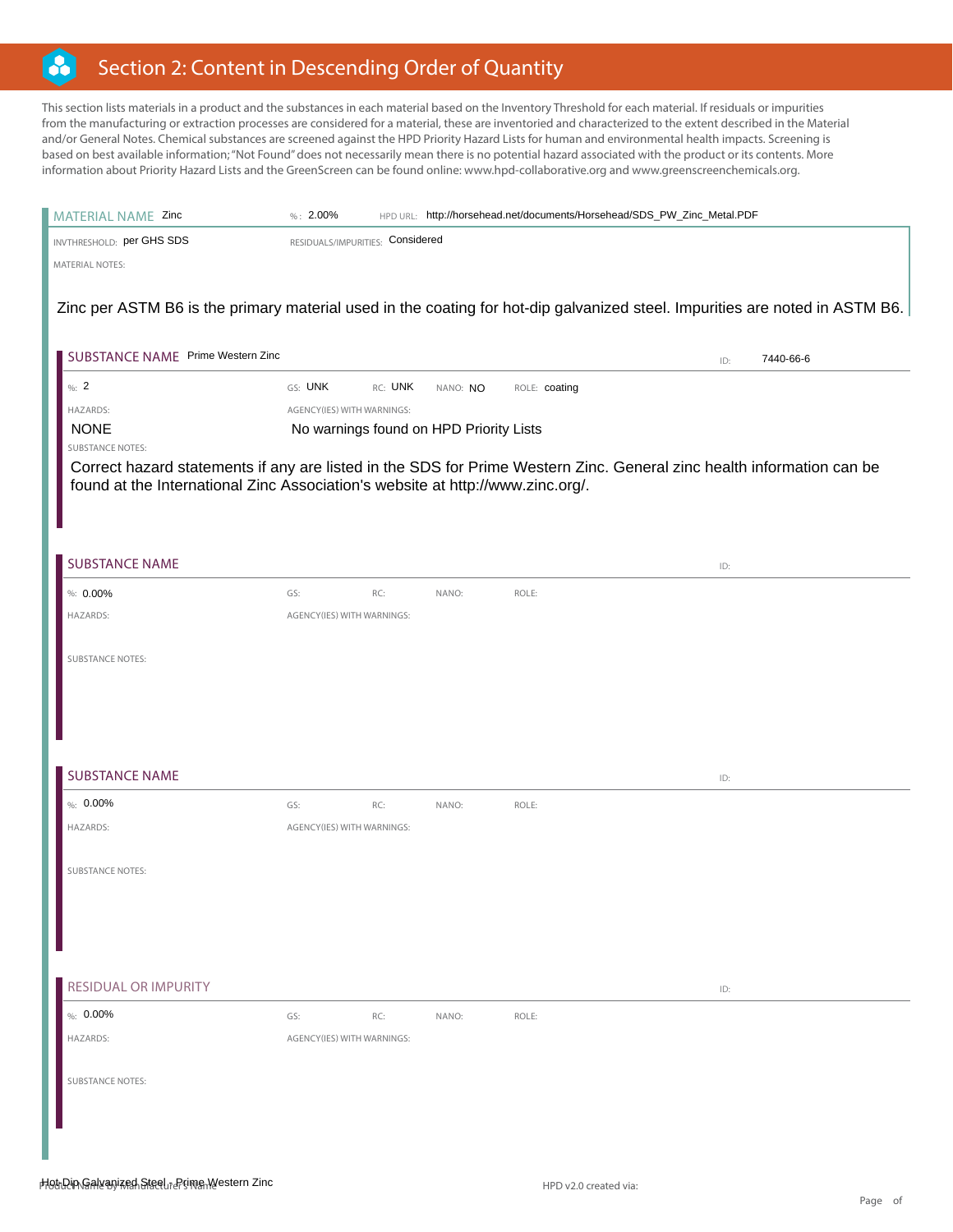## Section 2: Content in Descending Order of Quantity

This section lists materials in a product and the substances in each material based on the Inventory Threshold for each material. If residuals or impurities from the manufacturing or extraction processes are considered for a material, these are inventoried and characterized to the extent described in the Material and/or General Notes. Chemical substances are screened against the HPD Priority Hazard Lists for human and environmental health impacts. Screening is based on best available information; "Not Found" does not necessarily mean there is no potential hazard associated with the product or its contents. More information about Priority Hazard Lists and the GreenScreen can be found online: www.hpd-collaborative.org and www.greenscreenchemicals.org.

**MATERIAL NAME** Zinc | **%:** 2.00% | **HPD URL:** http://horsehead.net/documents/Horsehead/SDS_PW_Zinc_Metal.PDF

**INVTHRESHOLD:** per GHS SDS | **RESIDUALS/IMPURITIES:** Considered

**MATERIAL NOTES:**

Zinc per ASTM B6 is the primary material used in the coating for hot-dip galvanized steel. Impurities are noted in ASTM B6.

**SUBSTANCE NAME** Prime Western Zinc | **ID:** 7440-66-6

**%:** 2 | **GS:** UNK | **RC:** UNK | **NANO:** NO | **ROLE:** coating

**HAZARDS:** NONE

**AGENCY(IES) WITH WARNINGS:** No warnings found on HPD Priority Lists

**SUBSTANCE NOTES:**

Correct hazard statements if any are listed in the SDS for Prime Western Zinc. General zinc health information can be found at the International Zinc Association's website at http://www.zinc.org/.

**SUBSTANCE NAME** | **ID:**

**%:** 0.00% | **GS:** | **RC:** | **NANO:** | **ROLE:**

**HAZARDS:** | **AGENCY(IES) WITH WARNINGS:**

**SUBSTANCE NOTES:**

**SUBSTANCE NAME** | **ID:**

**%:** 0.00% | **GS:** | **RC:** | **NANO:** | **ROLE:**

**HAZARDS:** | **AGENCY(IES) WITH WARNINGS:**

**SUBSTANCE NOTES:**

**RESIDUAL OR IMPURITY** | **ID:**

**%:** 0.00% | **GS:** | **RC:** | **NANO:** | **ROLE:**

**HAZARDS:** | **AGENCY(IES) WITH WARNINGS:**

**SUBSTANCE NOTES:**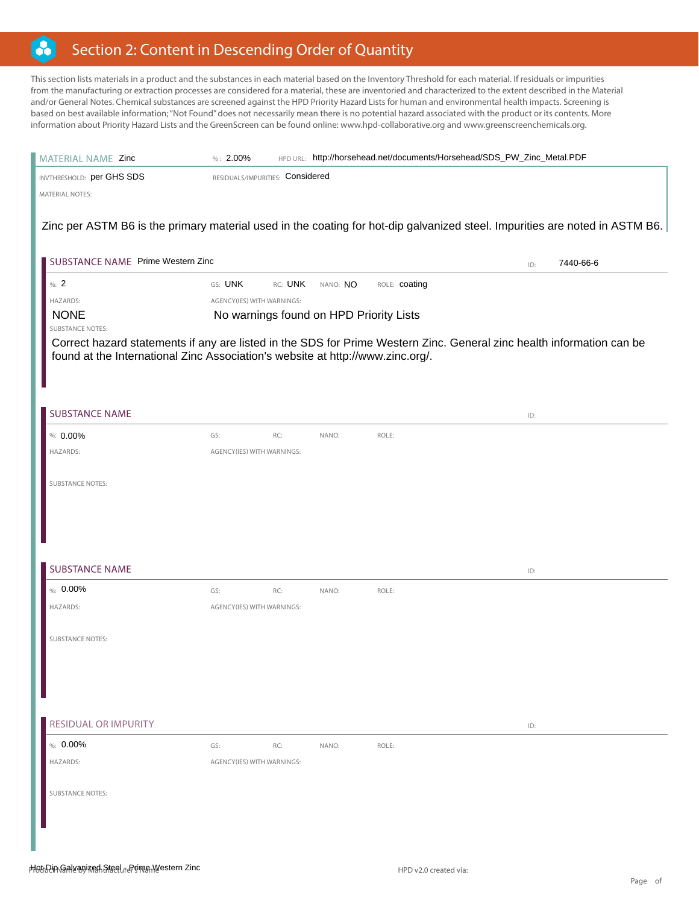## Section 2: Content in Descending Order of Quantity

This section lists materials in a product and the substances in each material based on the Inventory Threshold for each material. If residuals or impurities from the manufacturing or extraction processes are considered for a material, these are inventoried and characterized to the extent described in the Material and/or General Notes. Chemical substances are screened against the HPD Priority Hazard Lists for human and environmental health impacts. Screening is based on best available information; "Not Found" does not necessarily mean there is no potential hazard associated with the product or its contents. More information about Priority Hazard Lists and the GreenScreen can be found online: www.hpd-collaborative.org and www.greenscreenchemicals.org.

### MATERIAL NAME: Zinc

%: 2.00%
HPD URL: http://horsehead.net/documents/Horsehead/SDS_PW_Zinc_Metal.PDF

INVTHRESHOLD: per GHS SDS
RESIDUALS/IMPURITIES: Considered

MATERIAL NOTES:

Zinc per ASTM B6 is the primary material used in the coating for hot-dip galvanized steel. Impurities are noted in ASTM B6.

#### SUBSTANCE NAME: Prime Western Zinc

ID: 7440-66-6

%: 2 | GS: UNK | RC: UNK | NANO: NO | ROLE: coating

HAZARDS: NONE

AGENCY(IES) WITH WARNINGS: No warnings found on HPD Priority Lists

SUBSTANCE NOTES:

Correct hazard statements if any are listed in the SDS for Prime Western Zinc. General zinc health information can be found at the International Zinc Association's website at http://www.zinc.org/.

#### SUBSTANCE NAME

ID:

%: 0.00% | GS: | RC: | NANO: | ROLE:

HAZARDS:

AGENCY(IES) WITH WARNINGS:

SUBSTANCE NOTES:

#### SUBSTANCE NAME

ID:

%: 0.00% | GS: | RC: | NANO: | ROLE:

HAZARDS:

AGENCY(IES) WITH WARNINGS:

SUBSTANCE NOTES:

#### RESIDUAL OR IMPURITY

ID:

%: 0.00% | GS: | RC: | NANO: | ROLE:

HAZARDS:

AGENCY(IES) WITH WARNINGS:

SUBSTANCE NOTES: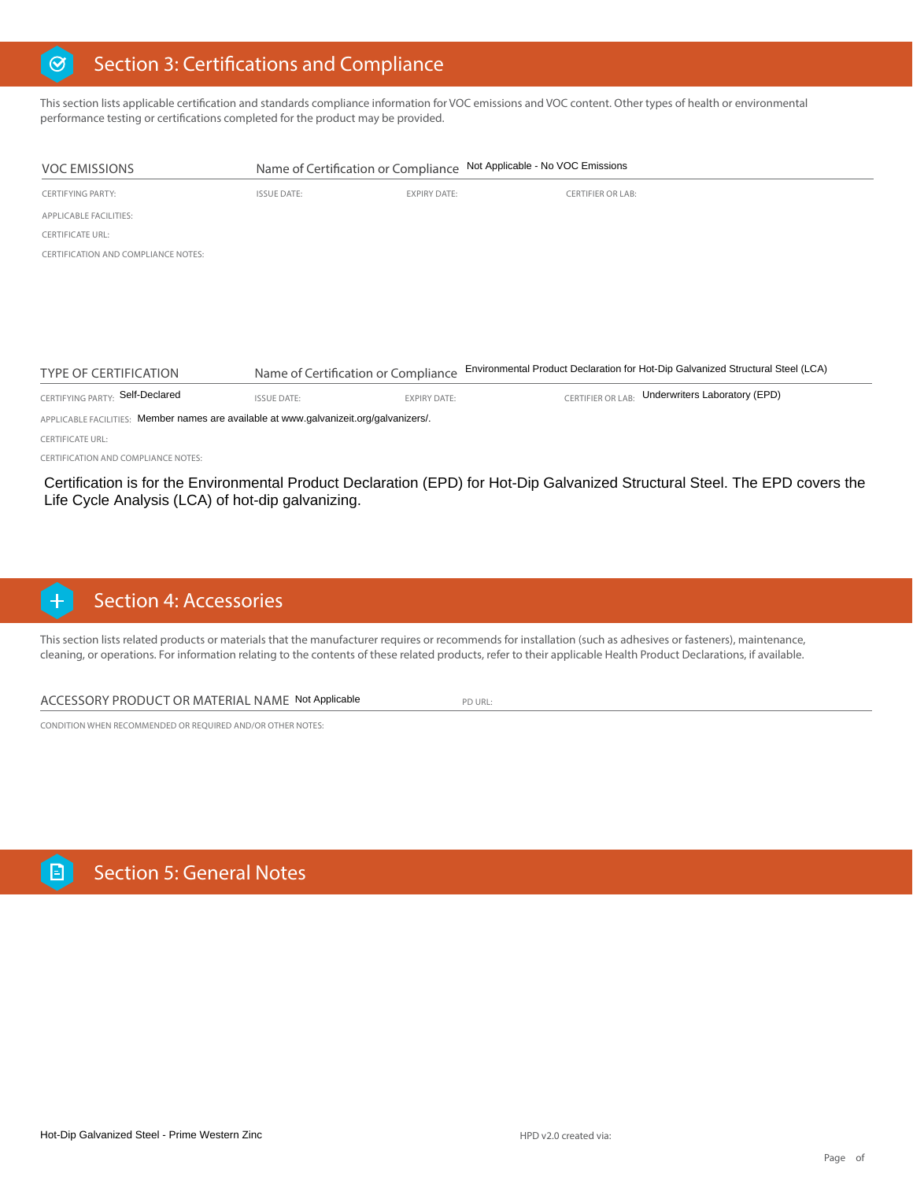## Section 3: Certifications and Compliance

This section lists applicable certification and standards compliance information for VOC emissions and VOC content. Other types of health or environmental performance testing or certifications completed for the product may be provided.

**VOC EMISSIONS** | Name of Certification or Compliance: Not Applicable - No VOC Emissions

CERTIFYING PARTY:
ISSUE DATE:
EXPIRY DATE:
CERTIFIER OR LAB:
APPLICABLE FACILITIES:
CERTIFICATE URL:
CERTIFICATION AND COMPLIANCE NOTES:

**TYPE OF CERTIFICATION** | Name of Certification or Compliance: Environmental Product Declaration for Hot-Dip Galvanized Structural Steel (LCA)

CERTIFYING PARTY: Self-Declared
ISSUE DATE:
EXPIRY DATE:
CERTIFIER OR LAB: Underwriters Laboratory (EPD)
APPLICABLE FACILITIES: Member names are available at www.galvanizeit.org/galvanizers/.
CERTIFICATE URL:
CERTIFICATION AND COMPLIANCE NOTES:

Certification is for the Environmental Product Declaration (EPD) for Hot-Dip Galvanized Structural Steel. The EPD covers the Life Cycle Analysis (LCA) of hot-dip galvanizing.

## Section 4: Accessories

This section lists related products or materials that the manufacturer requires or recommends for installation (such as adhesives or fasteners), maintenance, cleaning, or operations. For information relating to the contents of these related products, refer to their applicable Health Product Declarations, if available.

ACCESSORY PRODUCT OR MATERIAL NAME: Not Applicable
PD URL:
CONDITION WHEN RECOMMENDED OR REQUIRED AND/OR OTHER NOTES:

## Section 5: General Notes

Hot-Dip Galvanized Steel - Prime Western Zinc

HPD v2.0 created via: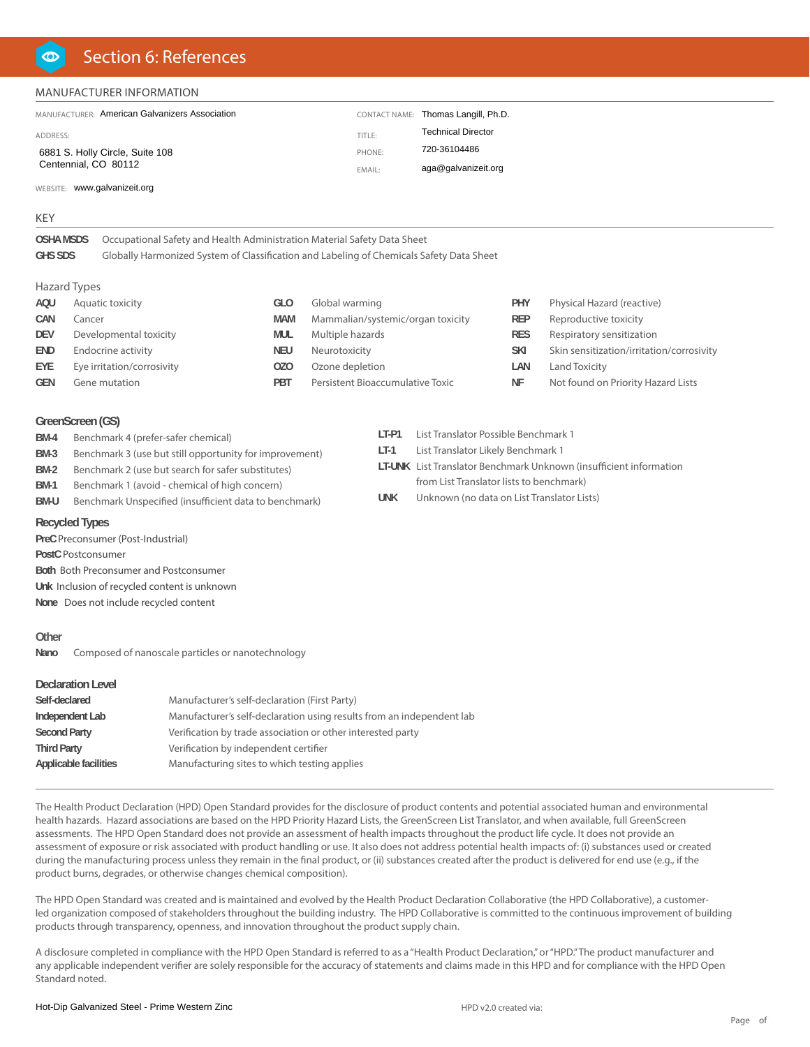# Section 6: References

## MANUFACTURER INFORMATION

MANUFACTURER: American Galvanizers Association

ADDRESS:
6881 S. Holly Circle, Suite 108
Centennial, CO 80112

WEBSITE: www.galvanizeit.org

CONTACT NAME: Thomas Langill, Ph.D.

TITLE: Technical Director

PHONE: 720-36104486

EMAIL: aga@galvanizeit.org

## KEY

**OSHA MSDS** Occupational Safety and Health Administration Material Safety Data Sheet

**GHS SDS** Globally Harmonized System of Classification and Labeling of Chemicals Safety Data Sheet

### Hazard Types

| | | | | | |
|---|---|---|---|---|---|
| **AQU** | Aquatic toxicity | **GLO** | Global warming | **PHY** | Physical Hazard (reactive) |
| **CAN** | Cancer | **MAM** | Mammalian/systemic/organ toxicity | **REP** | Reproductive toxicity |
| **DEV** | Developmental toxicity | **MUL** | Multiple hazards | **RES** | Respiratory sensitization |
| **END** | Endocrine activity | **NEU** | Neurotoxicity | **SKI** | Skin sensitization/irritation/corrosivity |
| **EYE** | Eye irritation/corrosivity | **OZO** | Ozone depletion | **LAN** | Land Toxicity |
| **GEN** | Gene mutation | **PBT** | Persistent Bioaccumulative Toxic | **NF** | Not found on Priority Hazard Lists |

### GreenScreen (GS)

**BM-4** Benchmark 4 (prefer-safer chemical)

**BM-3** Benchmark 3 (use but still opportunity for improvement)

**BM-2** Benchmark 2 (use but search for safer substitutes)

**BM-1** Benchmark 1 (avoid - chemical of high concern)

**BM-U** Benchmark Unspecified (insufficient data to benchmark)

**LT-P1** List Translator Possible Benchmark 1

**LT-1** List Translator Likely Benchmark 1

**LT-UNK** List Translator Benchmark Unknown (insufficient information from List Translator lists to benchmark)

**UNK** Unknown (no data on List Translator Lists)

### Recycled Types

**PreC** Preconsumer (Post-Industrial)

**PostC** Postconsumer

**Both** Both Preconsumer and Postconsumer

**Unk** Inclusion of recycled content is unknown

**None** Does not include recycled content

### Other

**Nano** Composed of nanoscale particles or nanotechnology

### Declaration Level

**Self-declared** Manufacturer's self-declaration (First Party)

**Independent Lab** Manufacturer's self-declaration using results from an independent lab

**Second Party** Verification by trade association or other interested party

**Third Party** Verification by independent certifier

**Applicable facilities** Manufacturing sites to which testing applies

The Health Product Declaration (HPD) Open Standard provides for the disclosure of product contents and potential associated human and environmental health hazards. Hazard associations are based on the HPD Priority Hazard Lists, the GreenScreen List Translator, and when available, full GreenScreen assessments. The HPD Open Standard does not provide an assessment of health impacts throughout the product life cycle. It does not provide an assessment of exposure or risk associated with product handling or use. It also does not address potential health impacts of: (i) substances used or created during the manufacturing process unless they remain in the final product, or (ii) substances created after the product is delivered for end use (e.g., if the product burns, degrades, or otherwise changes chemical composition).

The HPD Open Standard was created and is maintained and evolved by the Health Product Declaration Collaborative (the HPD Collaborative), a customer-led organization composed of stakeholders throughout the building industry. The HPD Collaborative is committed to the continuous improvement of building products through transparency, openness, and innovation throughout the product supply chain.

A disclosure completed in compliance with the HPD Open Standard is referred to as a "Health Product Declaration," or "HPD." The product manufacturer and any applicable independent verifier are solely responsible for the accuracy of statements and claims made in this HPD and for compliance with the HPD Open Standard noted.